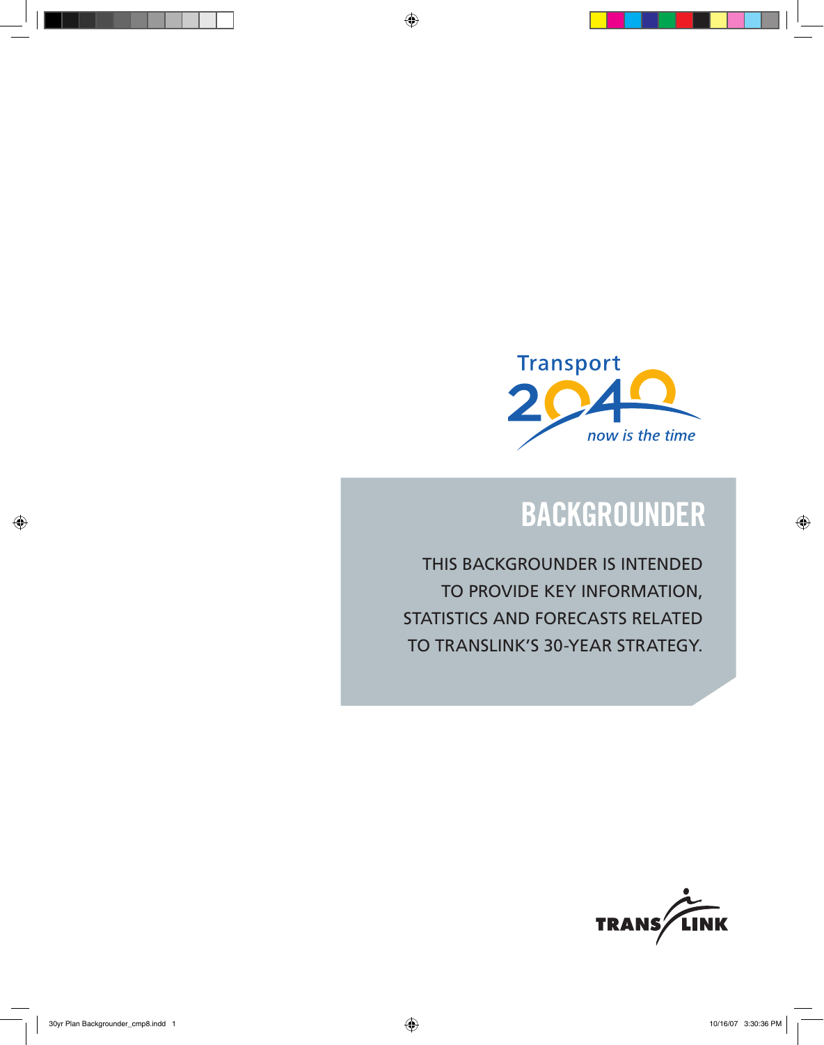Transport 2040

*now is the time*

# BACKGROUNDER

THIS BACKGROUNDER IS INTENDED TO PROVIDE KEY INFORMATION, STATISTICS AND FORECASTS RELATED TO TRANSLINK'S 30-YEAR STRATEGY.

TRANSLINK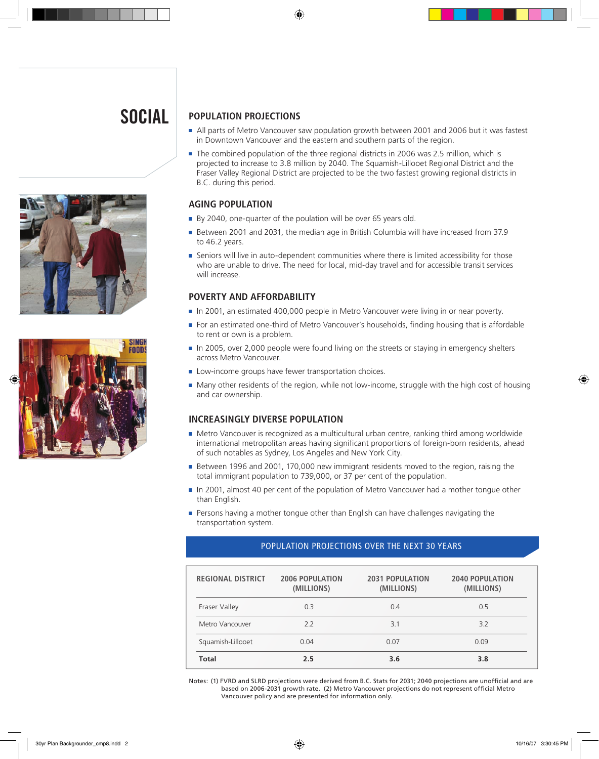# SOCIAL

## POPULATION PROJECTIONS

- All parts of Metro Vancouver saw population growth between 2001 and 2006 but it was fastest in Downtown Vancouver and the eastern and southern parts of the region.
- The combined population of the three regional districts in 2006 was 2.5 million, which is projected to increase to 3.8 million by 2040. The Squamish-Lillooet Regional District and the Fraser Valley Regional District are projected to be the two fastest growing regional districts in B.C. during this period.

## AGING POPULATION

- By 2040, one-quarter of the poulation will be over 65 years old.
- Between 2001 and 2031, the median age in British Columbia will have increased from 37.9 to 46.2 years.
- Seniors will live in auto-dependent communities where there is limited accessibility for those who are unable to drive. The need for local, mid-day travel and for accessible transit services will increase.

## POVERTY AND AFFORDABILITY

- In 2001, an estimated 400,000 people in Metro Vancouver were living in or near poverty.
- For an estimated one-third of Metro Vancouver's households, finding housing that is affordable to rent or own is a problem.
- In 2005, over 2,000 people were found living on the streets or staying in emergency shelters across Metro Vancouver.
- Low-income groups have fewer transportation choices.
- Many other residents of the region, while not low-income, struggle with the high cost of housing and car ownership.

## INCREASINGLY DIVERSE POPULATION

- Metro Vancouver is recognized as a multicultural urban centre, ranking third among worldwide international metropolitan areas having significant proportions of foreign-born residents, ahead of such notables as Sydney, Los Angeles and New York City.
- Between 1996 and 2001, 170,000 new immigrant residents moved to the region, raising the total immigrant population to 739,000, or 37 per cent of the population.
- In 2001, almost 40 per cent of the population of Metro Vancouver had a mother tongue other than English.
- Persons having a mother tongue other than English can have challenges navigating the transportation system.

### POPULATION PROJECTIONS OVER THE NEXT 30 YEARS

| REGIONAL DISTRICT | 2006 POPULATION (MILLIONS) | 2031 POPULATION (MILLIONS) | 2040 POPULATION (MILLIONS) |
|---|---|---|---|
| Fraser Valley | 0.3 | 0.4 | 0.5 |
| Metro Vancouver | 2.2 | 3.1 | 3.2 |
| Squamish-Lillooet | 0.04 | 0.07 | 0.09 |
| **Total** | **2.5** | **3.6** | **3.8** |

Notes: (1) FVRD and SLRD projections were derived from B.C. Stats for 2031; 2040 projections are unofficial and are based on 2006-2031 growth rate. (2) Metro Vancouver projections do not represent official Metro Vancouver policy and are presented for information only.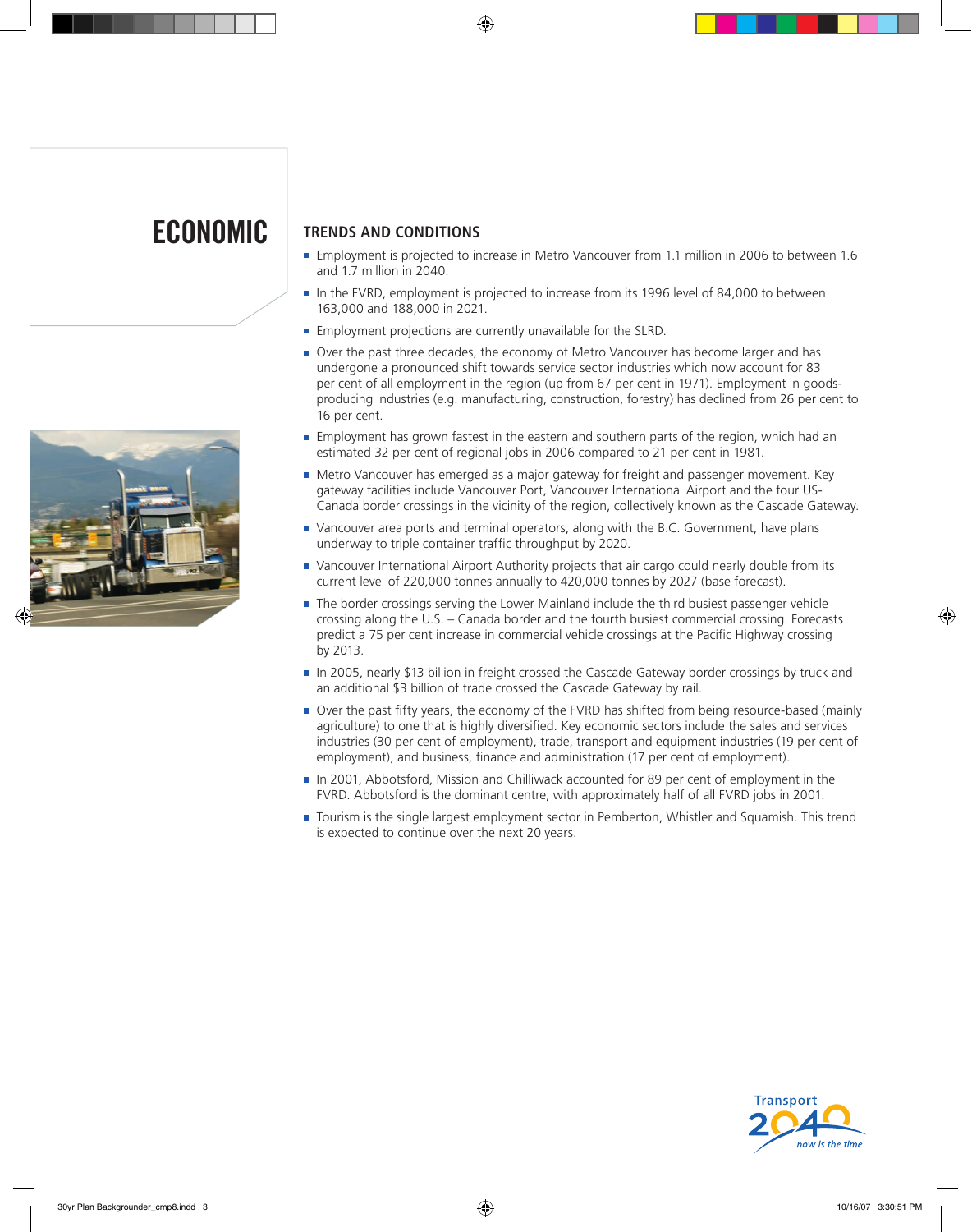# ECONOMIC

## TRENDS AND CONDITIONS

- Employment is projected to increase in Metro Vancouver from 1.1 million in 2006 to between 1.6 and 1.7 million in 2040.
- In the FVRD, employment is projected to increase from its 1996 level of 84,000 to between 163,000 and 188,000 in 2021.
- Employment projections are currently unavailable for the SLRD.
- Over the past three decades, the economy of Metro Vancouver has become larger and has undergone a pronounced shift towards service sector industries which now account for 83 per cent of all employment in the region (up from 67 per cent in 1971). Employment in goods-producing industries (e.g. manufacturing, construction, forestry) has declined from 26 per cent to 16 per cent.
- Employment has grown fastest in the eastern and southern parts of the region, which had an estimated 32 per cent of regional jobs in 2006 compared to 21 per cent in 1981.
- Metro Vancouver has emerged as a major gateway for freight and passenger movement. Key gateway facilities include Vancouver Port, Vancouver International Airport and the four US-Canada border crossings in the vicinity of the region, collectively known as the Cascade Gateway.
- Vancouver area ports and terminal operators, along with the B.C. Government, have plans underway to triple container traffic throughput by 2020.
- Vancouver International Airport Authority projects that air cargo could nearly double from its current level of 220,000 tonnes annually to 420,000 tonnes by 2027 (base forecast).
- The border crossings serving the Lower Mainland include the third busiest passenger vehicle crossing along the U.S. – Canada border and the fourth busiest commercial crossing. Forecasts predict a 75 per cent increase in commercial vehicle crossings at the Pacific Highway crossing by 2013.
- In 2005, nearly $13 billion in freight crossed the Cascade Gateway border crossings by truck and an additional $3 billion of trade crossed the Cascade Gateway by rail.
- Over the past fifty years, the economy of the FVRD has shifted from being resource-based (mainly agriculture) to one that is highly diversified. Key economic sectors include the sales and services industries (30 per cent of employment), trade, transport and equipment industries (19 per cent of employment), and business, finance and administration (17 per cent of employment).
- In 2001, Abbotsford, Mission and Chilliwack accounted for 89 per cent of employment in the FVRD. Abbotsford is the dominant centre, with approximately half of all FVRD jobs in 2001.
- Tourism is the single largest employment sector in Pemberton, Whistler and Squamish. This trend is expected to continue over the next 20 years.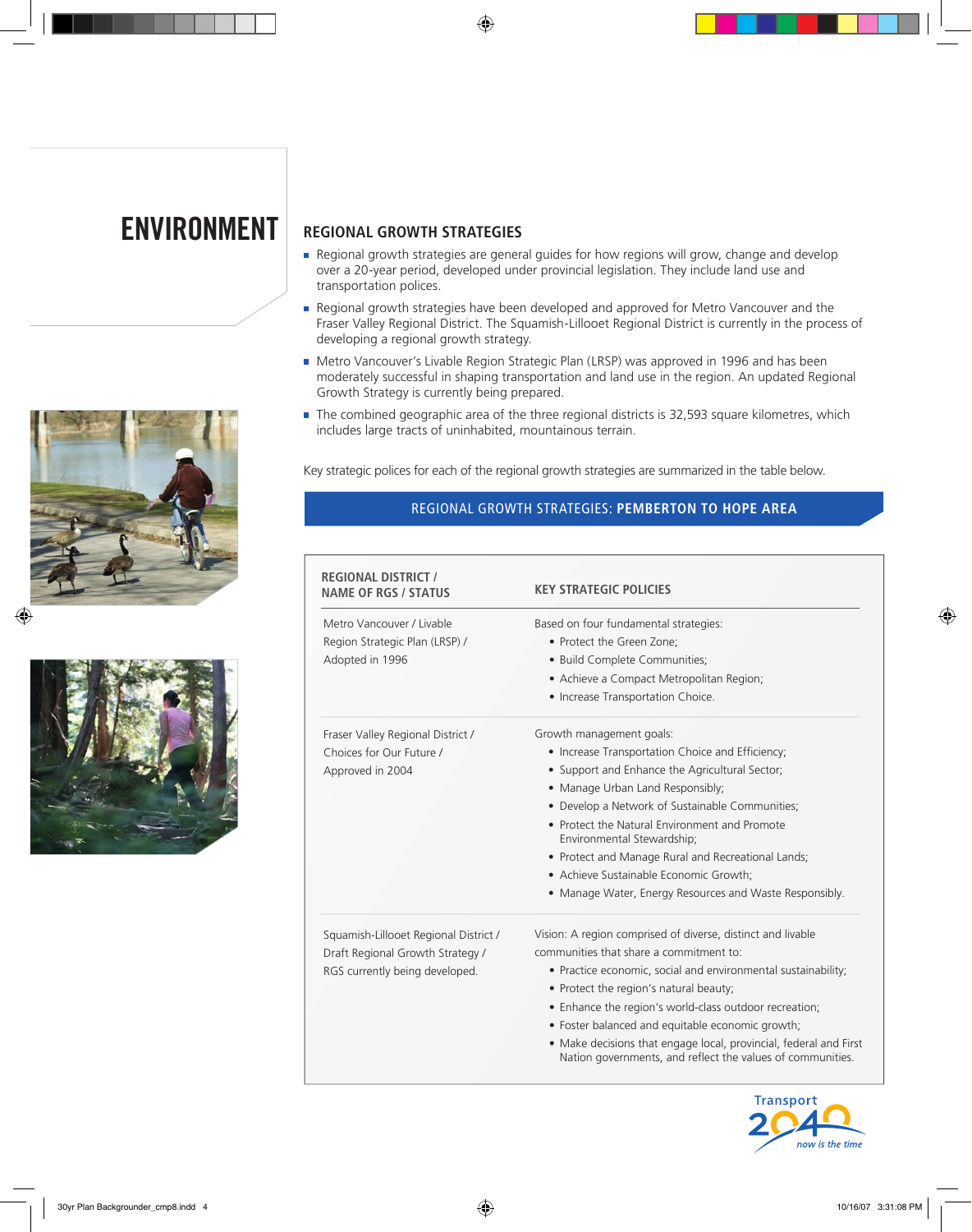# ENVIRONMENT

## REGIONAL GROWTH STRATEGIES

- Regional growth strategies are general guides for how regions will grow, change and develop over a 20-year period, developed under provincial legislation. They include land use and transportation polices.
- Regional growth strategies have been developed and approved for Metro Vancouver and the Fraser Valley Regional District. The Squamish-Lillooet Regional District is currently in the process of developing a regional growth strategy.
- Metro Vancouver's Livable Region Strategic Plan (LRSP) was approved in 1996 and has been moderately successful in shaping transportation and land use in the region. An updated Regional Growth Strategy is currently being prepared.
- The combined geographic area of the three regional districts is 32,593 square kilometres, which includes large tracts of uninhabited, mountainous terrain.

Key strategic polices for each of the regional growth strategies are summarized in the table below.

### REGIONAL GROWTH STRATEGIES: **PEMBERTON TO HOPE AREA**

| REGIONAL DISTRICT / NAME OF RGS / STATUS | KEY STRATEGIC POLICIES |
|---|---|
| Metro Vancouver / Livable Region Strategic Plan (LRSP) / Adopted in 1996 | Based on four fundamental strategies:<br>• Protect the Green Zone;<br>• Build Complete Communities;<br>• Achieve a Compact Metropolitan Region;<br>• Increase Transportation Choice. |
| Fraser Valley Regional District / Choices for Our Future / Approved in 2004 | Growth management goals:<br>• Increase Transportation Choice and Efficiency;<br>• Support and Enhance the Agricultural Sector;<br>• Manage Urban Land Responsibly;<br>• Develop a Network of Sustainable Communities;<br>• Protect the Natural Environment and Promote Environmental Stewardship;<br>• Protect and Manage Rural and Recreational Lands;<br>• Achieve Sustainable Economic Growth;<br>• Manage Water, Energy Resources and Waste Responsibly. |
| Squamish-Lillooet Regional District / Draft Regional Growth Strategy / RGS currently being developed. | Vision: A region comprised of diverse, distinct and livable communities that share a commitment to:<br>• Practice economic, social and environmental sustainability;<br>• Protect the region's natural beauty;<br>• Enhance the region's world-class outdoor recreation;<br>• Foster balanced and equitable economic growth;<br>• Make decisions that engage local, provincial, federal and First Nation governments, and reflect the values of communities. |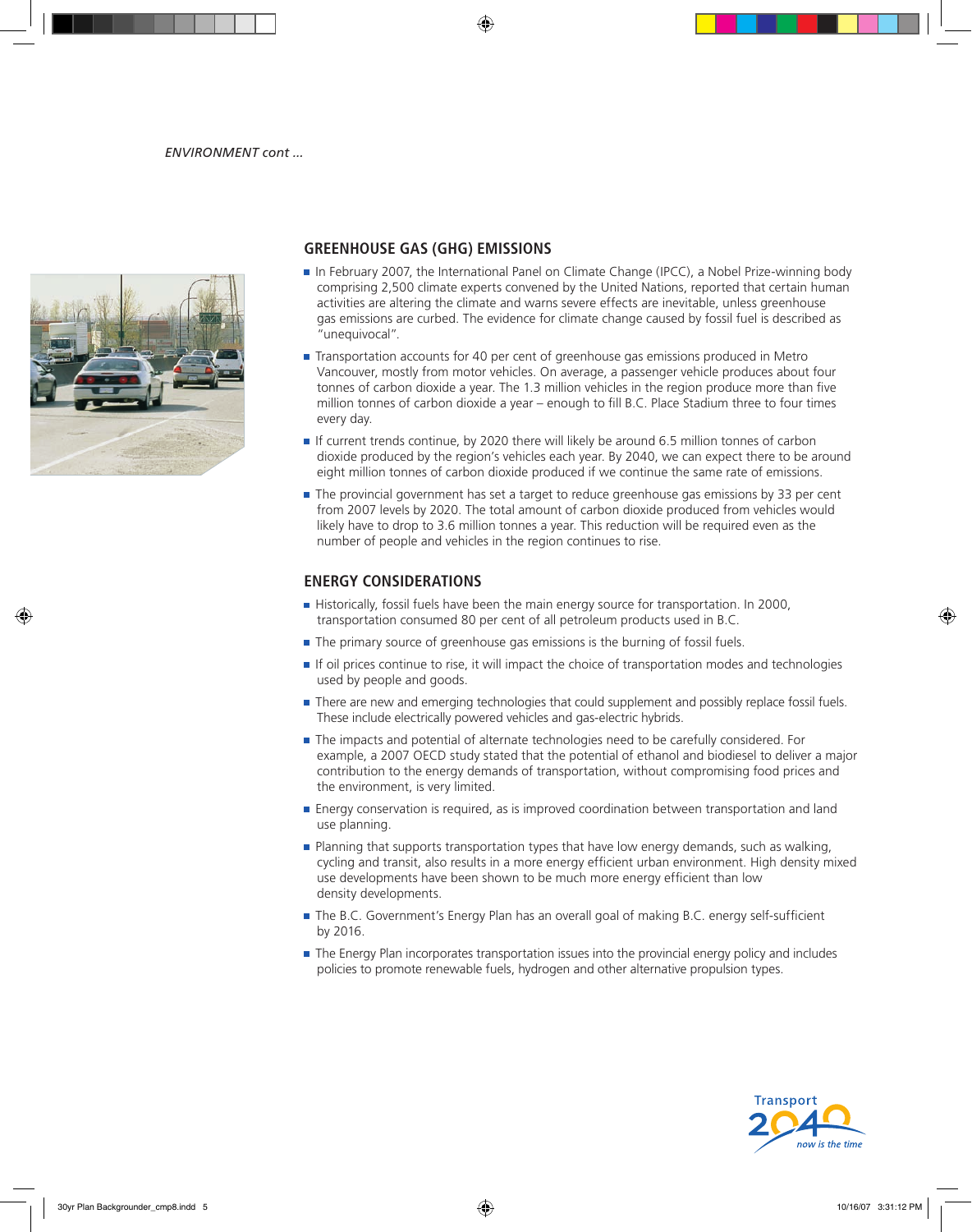*ENVIRONMENT cont ...*

## GREENHOUSE GAS (GHG) EMISSIONS

- In February 2007, the International Panel on Climate Change (IPCC), a Nobel Prize-winning body comprising 2,500 climate experts convened by the United Nations, reported that certain human activities are altering the climate and warns severe effects are inevitable, unless greenhouse gas emissions are curbed. The evidence for climate change caused by fossil fuel is described as "unequivocal".
- Transportation accounts for 40 per cent of greenhouse gas emissions produced in Metro Vancouver, mostly from motor vehicles. On average, a passenger vehicle produces about four tonnes of carbon dioxide a year. The 1.3 million vehicles in the region produce more than five million tonnes of carbon dioxide a year – enough to fill B.C. Place Stadium three to four times every day.
- If current trends continue, by 2020 there will likely be around 6.5 million tonnes of carbon dioxide produced by the region's vehicles each year. By 2040, we can expect there to be around eight million tonnes of carbon dioxide produced if we continue the same rate of emissions.
- The provincial government has set a target to reduce greenhouse gas emissions by 33 per cent from 2007 levels by 2020. The total amount of carbon dioxide produced from vehicles would likely have to drop to 3.6 million tonnes a year. This reduction will be required even as the number of people and vehicles in the region continues to rise.

## ENERGY CONSIDERATIONS

- Historically, fossil fuels have been the main energy source for transportation. In 2000, transportation consumed 80 per cent of all petroleum products used in B.C.
- The primary source of greenhouse gas emissions is the burning of fossil fuels.
- If oil prices continue to rise, it will impact the choice of transportation modes and technologies used by people and goods.
- There are new and emerging technologies that could supplement and possibly replace fossil fuels. These include electrically powered vehicles and gas-electric hybrids.
- The impacts and potential of alternate technologies need to be carefully considered. For example, a 2007 OECD study stated that the potential of ethanol and biodiesel to deliver a major contribution to the energy demands of transportation, without compromising food prices and the environment, is very limited.
- Energy conservation is required, as is improved coordination between transportation and land use planning.
- Planning that supports transportation types that have low energy demands, such as walking, cycling and transit, also results in a more energy efficient urban environment. High density mixed use developments have been shown to be much more energy efficient than low density developments.
- The B.C. Government's Energy Plan has an overall goal of making B.C. energy self-sufficient by 2016.
- The Energy Plan incorporates transportation issues into the provincial energy policy and includes policies to promote renewable fuels, hydrogen and other alternative propulsion types.

Transport 2040 *now is the time*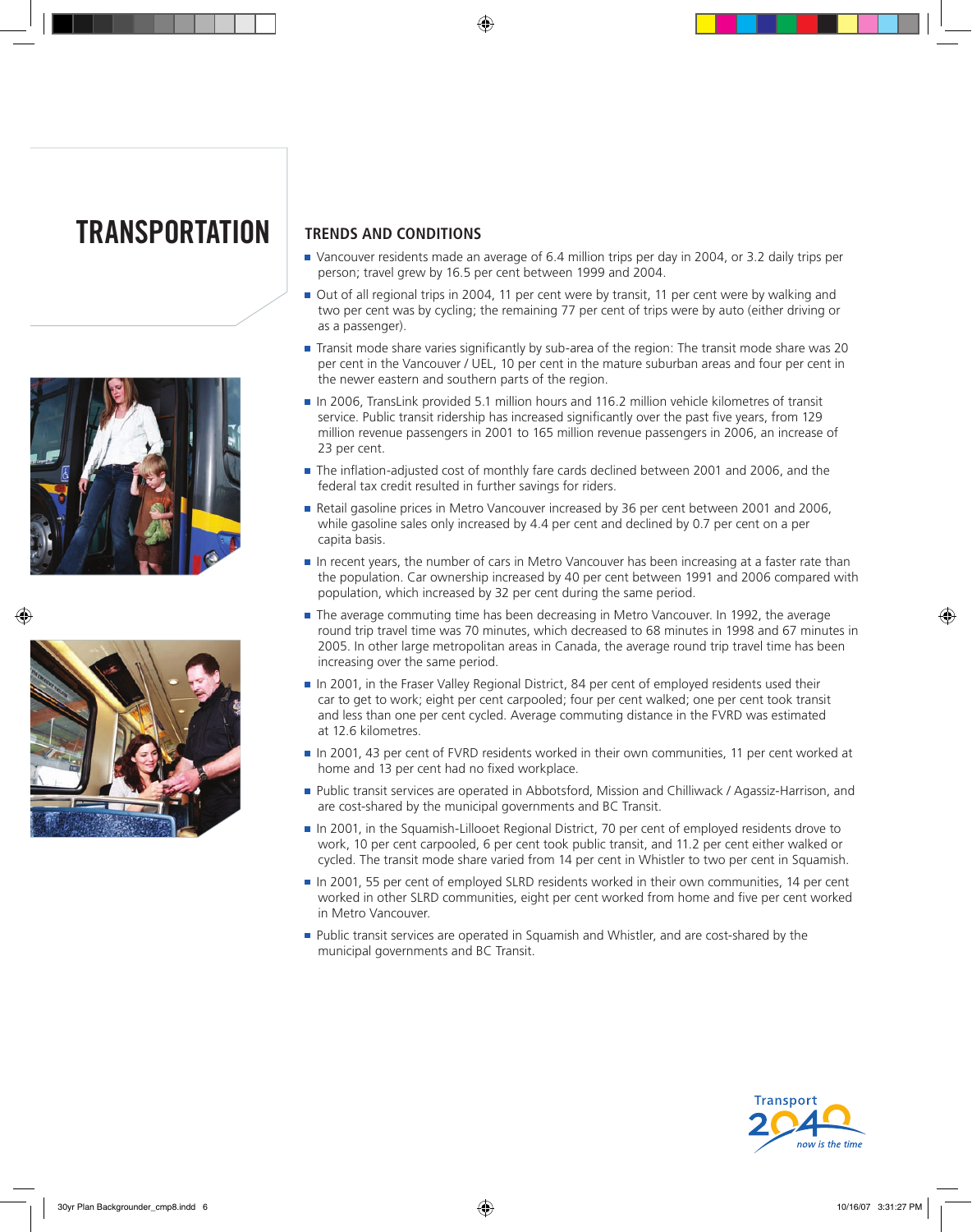# TRANSPORTATION

## TRENDS AND CONDITIONS

- Vancouver residents made an average of 6.4 million trips per day in 2004, or 3.2 daily trips per person; travel grew by 16.5 per cent between 1999 and 2004.
- Out of all regional trips in 2004, 11 per cent were by transit, 11 per cent were by walking and two per cent was by cycling; the remaining 77 per cent of trips were by auto (either driving or as a passenger).
- Transit mode share varies significantly by sub-area of the region: The transit mode share was 20 per cent in the Vancouver / UEL, 10 per cent in the mature suburban areas and four per cent in the newer eastern and southern parts of the region.
- In 2006, TransLink provided 5.1 million hours and 116.2 million vehicle kilometres of transit service. Public transit ridership has increased significantly over the past five years, from 129 million revenue passengers in 2001 to 165 million revenue passengers in 2006, an increase of 23 per cent.
- The inflation-adjusted cost of monthly fare cards declined between 2001 and 2006, and the federal tax credit resulted in further savings for riders.
- Retail gasoline prices in Metro Vancouver increased by 36 per cent between 2001 and 2006, while gasoline sales only increased by 4.4 per cent and declined by 0.7 per cent on a per capita basis.
- In recent years, the number of cars in Metro Vancouver has been increasing at a faster rate than the population. Car ownership increased by 40 per cent between 1991 and 2006 compared with population, which increased by 32 per cent during the same period.
- The average commuting time has been decreasing in Metro Vancouver. In 1992, the average round trip travel time was 70 minutes, which decreased to 68 minutes in 1998 and 67 minutes in 2005. In other large metropolitan areas in Canada, the average round trip travel time has been increasing over the same period.
- In 2001, in the Fraser Valley Regional District, 84 per cent of employed residents used their car to get to work; eight per cent carpooled; four per cent walked; one per cent took transit and less than one per cent cycled. Average commuting distance in the FVRD was estimated at 12.6 kilometres.
- In 2001, 43 per cent of FVRD residents worked in their own communities, 11 per cent worked at home and 13 per cent had no fixed workplace.
- Public transit services are operated in Abbotsford, Mission and Chilliwack / Agassiz-Harrison, and are cost-shared by the municipal governments and BC Transit.
- In 2001, in the Squamish-Lillooet Regional District, 70 per cent of employed residents drove to work, 10 per cent carpooled, 6 per cent took public transit, and 11.2 per cent either walked or cycled. The transit mode share varied from 14 per cent in Whistler to two per cent in Squamish.
- In 2001, 55 per cent of employed SLRD residents worked in their own communities, 14 per cent worked in other SLRD communities, eight per cent worked from home and five per cent worked in Metro Vancouver.
- Public transit services are operated in Squamish and Whistler, and are cost-shared by the municipal governments and BC Transit.

Transport 2040 *now is the time*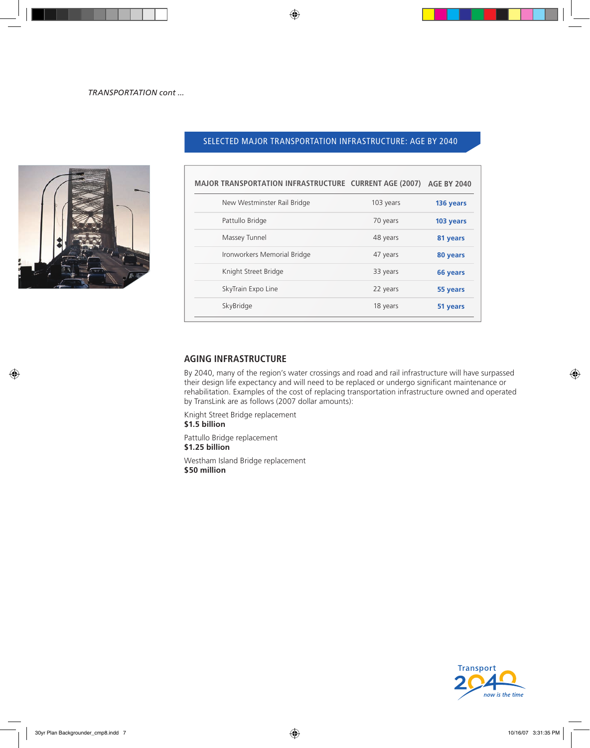*TRANSPORTATION cont ...*

## SELECTED MAJOR TRANSPORTATION INFRASTRUCTURE: AGE BY 2040

| MAJOR TRANSPORTATION INFRASTRUCTURE | CURRENT AGE (2007) | AGE BY 2040 |
|---|---|---|
| New Westminster Rail Bridge | 103 years | **136 years** |
| Pattullo Bridge | 70 years | **103 years** |
| Massey Tunnel | 48 years | **81 years** |
| Ironworkers Memorial Bridge | 47 years | **80 years** |
| Knight Street Bridge | 33 years | **66 years** |
| SkyTrain Expo Line | 22 years | **55 years** |
| SkyBridge | 18 years | **51 years** |

## AGING INFRASTRUCTURE

By 2040, many of the region's water crossings and road and rail infrastructure will have surpassed their design life expectancy and will need to be replaced or undergo significant maintenance or rehabilitation. Examples of the cost of replacing transportation infrastructure owned and operated by TransLink are as follows (2007 dollar amounts):

Knight Street Bridge replacement
**$1.5 billion**

Pattullo Bridge replacement
**$1.25 billion**

Westham Island Bridge replacement
**$50 million**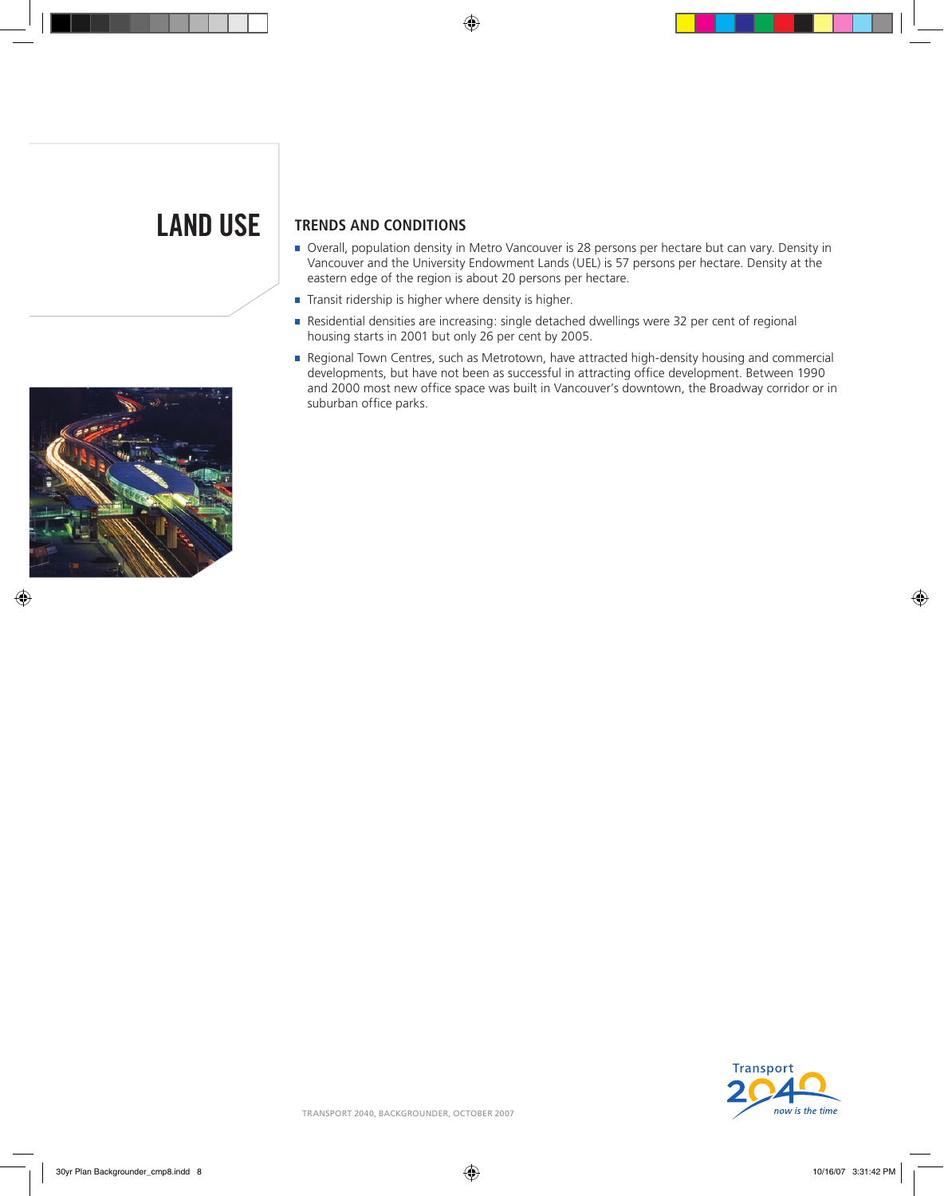# LAND USE

## TRENDS AND CONDITIONS

- Overall, population density in Metro Vancouver is 28 persons per hectare but can vary. Density in Vancouver and the University Endowment Lands (UEL) is 57 persons per hectare. Density at the eastern edge of the region is about 20 persons per hectare.
- Transit ridership is higher where density is higher.
- Residential densities are increasing: single detached dwellings were 32 per cent of regional housing starts in 2001 but only 26 per cent by 2005.
- Regional Town Centres, such as Metrotown, have attracted high-density housing and commercial developments, but have not been as successful in attracting office development. Between 1990 and 2000 most new office space was built in Vancouver's downtown, the Broadway corridor or in suburban office parks.